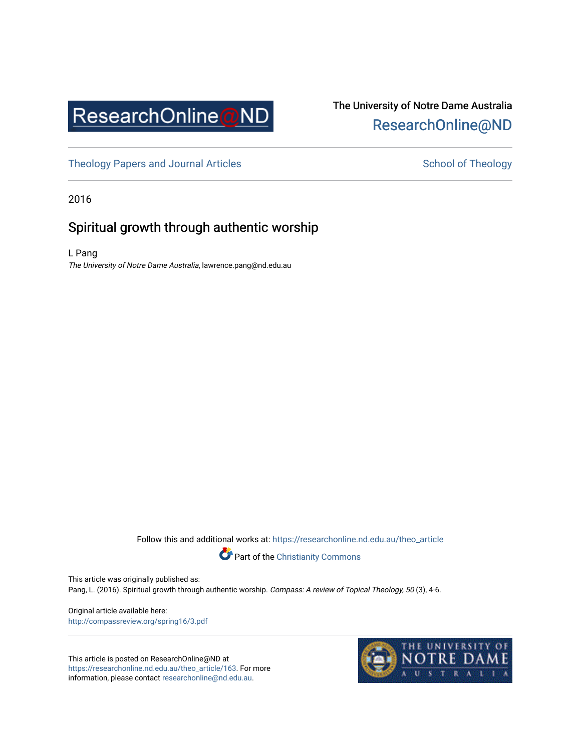ResearchOnline@ND

The University of Notre Dame Australia
ResearchOnline@ND

Theology Papers and Journal Articles

School of Theology

2016

# Spiritual growth through authentic worship

L Pang
*The University of Notre Dame Australia*, lawrence.pang@nd.edu.au

Follow this and additional works at: https://researchonline.nd.edu.au/theo_article

Part of the Christianity Commons

This article was originally published as:
Pang, L. (2016). Spiritual growth through authentic worship. *Compass: A review of Topical Theology, 50* (3), 4-6.

Original article available here:
http://compassreview.org/spring16/3.pdf

This article is posted on ResearchOnline@ND at https://researchonline.nd.edu.au/theo_article/163. For more information, please contact researchonline@nd.edu.au.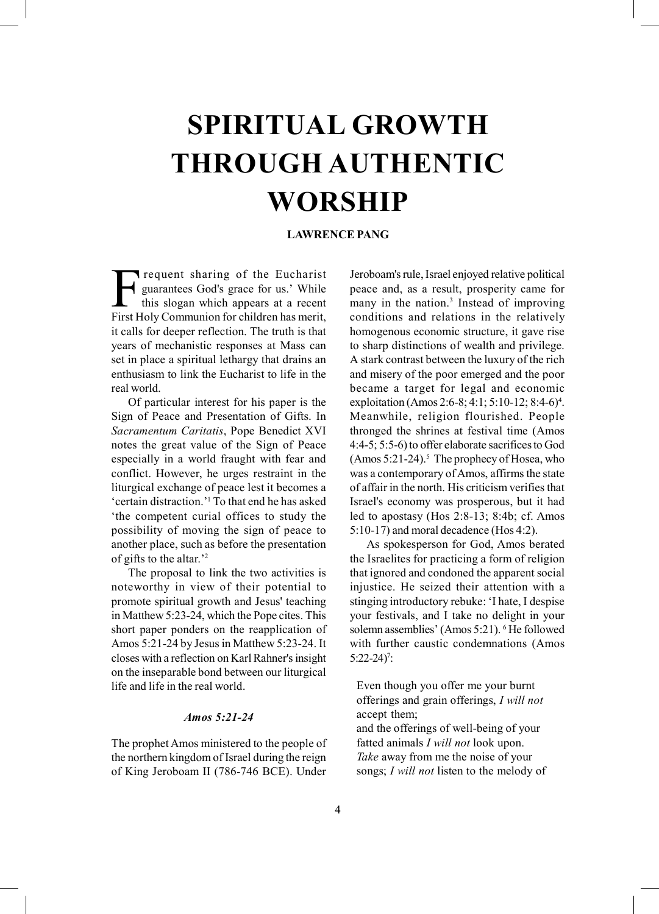# SPIRITUAL GROWTH THROUGH AUTHENTIC WORSHIP

**LAWRENCE PANG**

'Frequent sharing of the Eucharist guarantees God's grace for us.' While this slogan which appears at a recent First Holy Communion for children has merit, it calls for deeper reflection. The truth is that years of mechanistic responses at Mass can set in place a spiritual lethargy that drains an enthusiasm to link the Eucharist to life in the real world.

Of particular interest for his paper is the Sign of Peace and Presentation of Gifts. In *Sacramentum Caritatis*, Pope Benedict XVI notes the great value of the Sign of Peace especially in a world fraught with fear and conflict. However, he urges restraint in the liturgical exchange of peace lest it becomes a 'certain distraction.'[1] To that end he has asked 'the competent curial offices to study the possibility of moving the sign of peace to another place, such as before the presentation of gifts to the altar.'[2]

The proposal to link the two activities is noteworthy in view of their potential to promote spiritual growth and Jesus' teaching in Matthew 5:23-24, which the Pope cites. This short paper ponders on the reapplication of Amos 5:21-24 by Jesus in Matthew 5:23-24. It closes with a reflection on Karl Rahner's insight on the inseparable bond between our liturgical life and life in the real world.

### *Amos 5:21-24*

The prophet Amos ministered to the people of the northern kingdom of Israel during the reign of King Jeroboam II (786-746 BCE). Under Jeroboam's rule, Israel enjoyed relative political peace and, as a result, prosperity came for many in the nation.[3] Instead of improving conditions and relations in the relatively homogenous economic structure, it gave rise to sharp distinctions of wealth and privilege. A stark contrast between the luxury of the rich and misery of the poor emerged and the poor became a target for legal and economic exploitation (Amos 2:6-8; 4:1; 5:10-12; 8:4-6)[4]. Meanwhile, religion flourished. People thronged the shrines at festival time (Amos 4:4-5; 5:5-6) to offer elaborate sacrifices to God (Amos 5:21-24).[5] The prophecy of Hosea, who was a contemporary of Amos, affirms the state of affair in the north. His criticism verifies that Israel's economy was prosperous, but it had led to apostasy (Hos 2:8-13; 8:4b; cf. Amos 5:10-17) and moral decadence (Hos 4:2).

As spokesperson for God, Amos berated the Israelites for practicing a form of religion that ignored and condoned the apparent social injustice. He seized their attention with a stinging introductory rebuke: 'I hate, I despise your festivals, and I take no delight in your solemn assemblies' (Amos 5:21).[6] He followed with further caustic condemnations (Amos 5:22-24)[7]:

> Even though you offer me your burnt offerings and grain offerings, *I will not* accept them;
> and the offerings of well-being of your fatted animals *I will not* look upon.
> *Take* away from me the noise of your songs; *I will not* listen to the melody of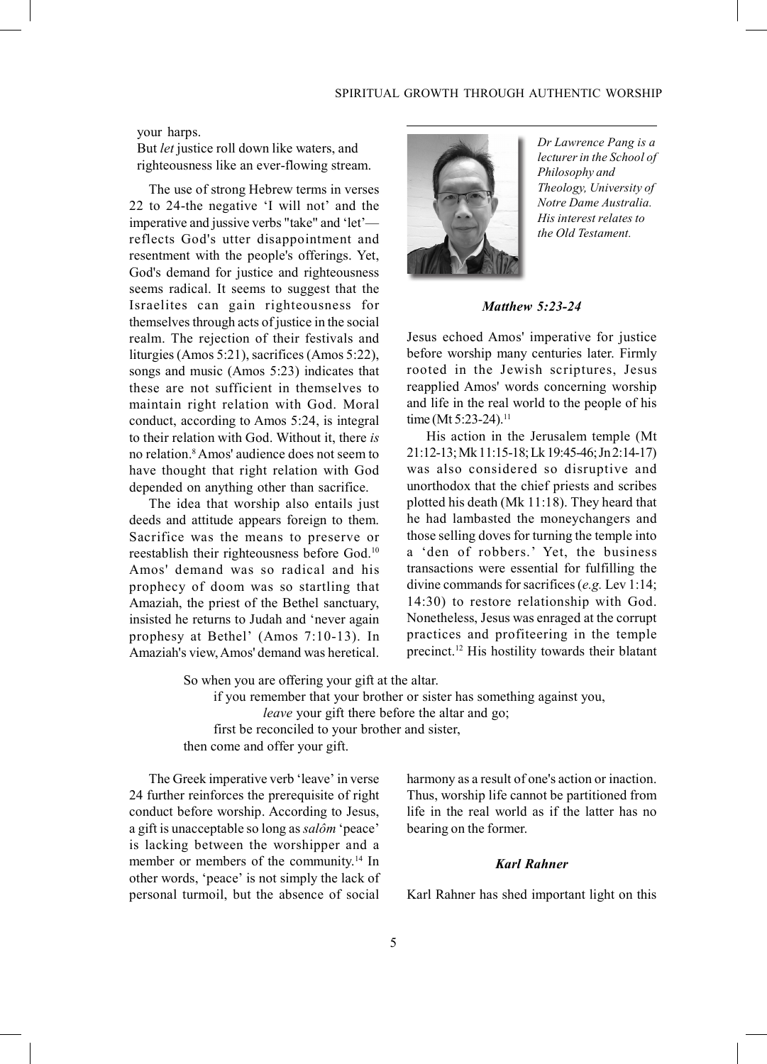your harps.
But *let* justice roll down like waters, and
righteousness like an ever-flowing stream.

The use of strong Hebrew terms in verses 22 to 24-the negative 'I will not' and the imperative and jussive verbs "take" and 'let'—reflects God's utter disappointment and resentment with the people's offerings. Yet, God's demand for justice and righteousness seems radical. It seems to suggest that the Israelites can gain righteousness for themselves through acts of justice in the social realm. The rejection of their festivals and liturgies (Amos 5:21), sacrifices (Amos 5:22), songs and music (Amos 5:23) indicates that these are not sufficient in themselves to maintain right relation with God. Moral conduct, according to Amos 5:24, is integral to their relation with God. Without it, there *is* no relation.[8] Amos' audience does not seem to have thought that right relation with God depended on anything other than sacrifice.

The idea that worship also entails just deeds and attitude appears foreign to them. Sacrifice was the means to preserve or reestablish their righteousness before God.[10] Amos' demand was so radical and his prophecy of doom was so startling that Amaziah, the priest of the Bethel sanctuary, insisted he returns to Judah and 'never again prophesy at Bethel' (Amos 7:10-13). In Amaziah's view, Amos' demand was heretical.

*Dr Lawrence Pang is a lecturer in the School of Philosophy and Theology, University of Notre Dame Australia. His interest relates to the Old Testament.*

### *Matthew 5:23-24*

Jesus echoed Amos' imperative for justice before worship many centuries later. Firmly rooted in the Jewish scriptures, Jesus reapplied Amos' words concerning worship and life in the real world to the people of his time (Mt 5:23-24).[11]

His action in the Jerusalem temple (Mt 21:12-13; Mk 11:15-18; Lk 19:45-46; Jn 2:14-17) was also considered so disruptive and unorthodox that the chief priests and scribes plotted his death (Mk 11:18). They heard that he had lambasted the moneychangers and those selling doves for turning the temple into a 'den of robbers.' Yet, the business transactions were essential for fulfilling the divine commands for sacrifices (*e.g.* Lev 1:14; 14:30) to restore relationship with God. Nonetheless, Jesus was enraged at the corrupt practices and profiteering in the temple precinct.[12] His hostility towards their blatant

So when you are offering your gift at the altar.
if you remember that your brother or sister has something against you,
*leave* your gift there before the altar and go;
first be reconciled to your brother and sister,
then come and offer your gift.

The Greek imperative verb 'leave' in verse 24 further reinforces the prerequisite of right conduct before worship. According to Jesus, a gift is unacceptable so long as *salôm* 'peace' is lacking between the worshipper and a member or members of the community.[14] In other words, 'peace' is not simply the lack of personal turmoil, but the absence of social harmony as a result of one's action or inaction. Thus, worship life cannot be partitioned from life in the real world as if the latter has no bearing on the former.

### *Karl Rahner*

Karl Rahner has shed important light on this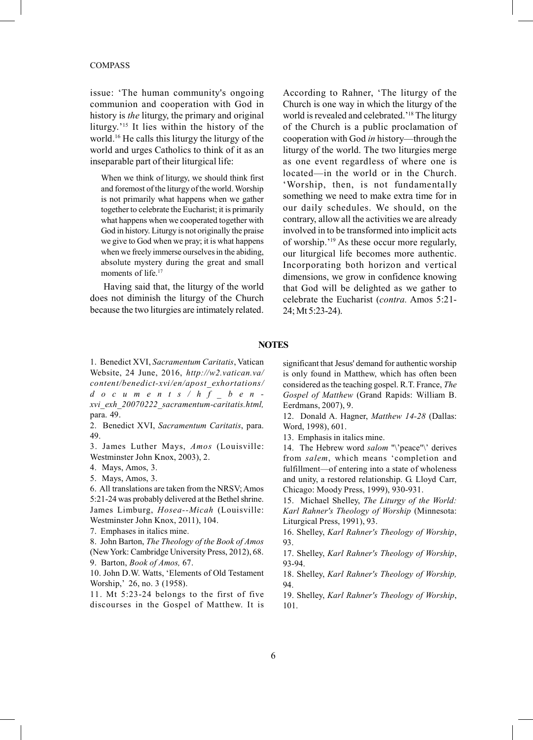issue: 'The human community's ongoing communion and cooperation with God in history is *the* liturgy, the primary and original liturgy.'[15] It lies within the history of the world.[16] He calls this liturgy the liturgy of the world and urges Catholics to think of it as an inseparable part of their liturgical life:

> When we think of liturgy, we should think first and foremost of the liturgy of the world. Worship is not primarily what happens when we gather together to celebrate the Eucharist; it is primarily what happens when we cooperated together with God in history. Liturgy is not originally the praise we give to God when we pray; it is what happens when we freely immerse ourselves in the abiding, absolute mystery during the great and small moments of life.[17]

Having said that, the liturgy of the world does not diminish the liturgy of the Church because the two liturgies are intimately related. According to Rahner, 'The liturgy of the Church is one way in which the liturgy of the world is revealed and celebrated.'[18] The liturgy of the Church is a public proclamation of cooperation with God *in* history—through the liturgy of the world. The two liturgies merge as one event regardless of where one is located—in the world or in the Church. 'Worship, then, is not fundamentally something we need to make extra time for in our daily schedules. We should, on the contrary, allow all the activities we are already involved in to be transformed into implicit acts of worship.'[19] As these occur more regularly, our liturgical life becomes more authentic. Incorporating both horizon and vertical dimensions, we grow in confidence knowing that God will be delighted as we gather to celebrate the Eucharist (*contra.* Amos 5:21-24; Mt 5:23-24).

## NOTES

1. Benedict XVI, *Sacramentum Caritatis*, Vatican Website, 24 June, 2016, *http://w2.vatican.va/content/benedict-xvi/en/apost_exhortations/documents/hf_ben-xvi_exh_20070222_sacramentum-caritatis.html,* para. 49.
2. Benedict XVI, *Sacramentum Caritatis*, para. 49.
3. James Luther Mays, *Amos* (Louisville: Westminster John Knox, 2003), 2.
4. Mays, Amos, 3.
5. Mays, Amos, 3.
6. All translations are taken from the NRSV; Amos 5:21-24 was probably delivered at the Bethel shrine. James Limburg, *Hosea--Micah* (Louisville: Westminster John Knox, 2011), 104.
7. Emphases in italics mine.
8. John Barton, *The Theology of the Book of Amos* (New York: Cambridge University Press, 2012), 68.
9. Barton, *Book of Amos,* 67.
10. John D.W. Watts, 'Elements of Old Testament Worship,' 26, no. 3 (1958).
11. Mt 5:23-24 belongs to the first of five discourses in the Gospel of Matthew. It is significant that Jesus' demand for authentic worship is only found in Matthew, which has often been considered as the teaching gospel. R.T. France, *The Gospel of Matthew* (Grand Rapids: William B. Eerdmans, 2007), 9.
12. Donald A. Hagner, *Matthew 14-28* (Dallas: Word, 1998), 601.
13. Emphasis in italics mine.
14. The Hebrew word *salom* "\'peace"\' derives from *salem*, which means 'completion and fulfillment—of entering into a state of wholeness and unity, a restored relationship. G. Lloyd Carr, Chicago: Moody Press, 1999), 930-931.
15. Michael Shelley, *The Liturgy of the World: Karl Rahner's Theology of Worship* (Minnesota: Liturgical Press, 1991), 93.
16. Shelley, *Karl Rahner's Theology of Worship*, 93.
17. Shelley, *Karl Rahner's Theology of Worship*, 93-94.
18. Shelley, *Karl Rahner's Theology of Worship,* 94.
19. Shelley, *Karl Rahner's Theology of Worship*, 101.